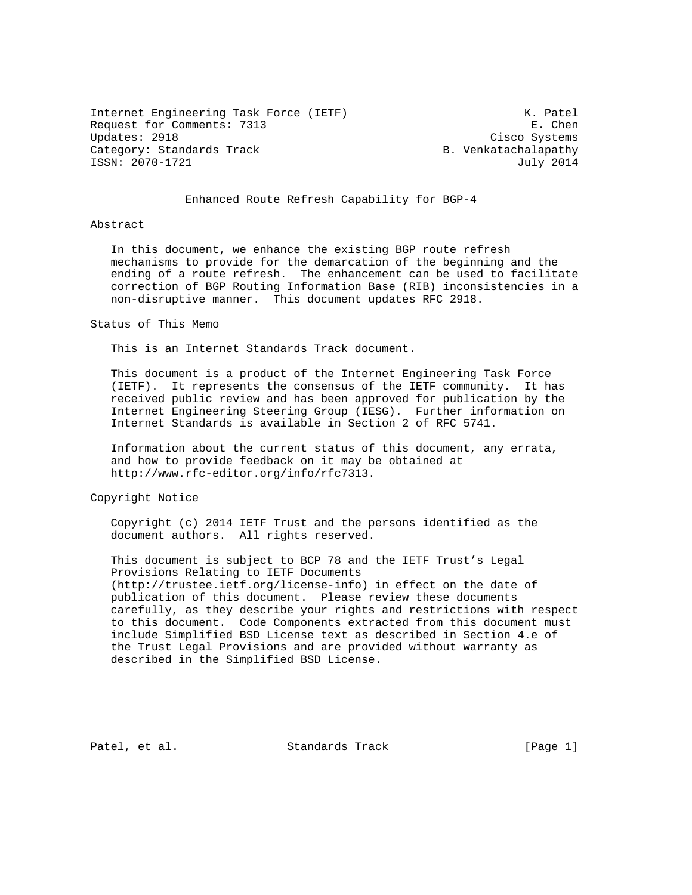Internet Engineering Task Force (IETF) K. Patel
Request for Comments: 7313 E. Chen
Updates: 2918 Cisco Systems
Category: Standards Track B. Venkatachalapathy
ISSN: 2070-1721 July 2014

# Enhanced Route Refresh Capability for BGP-4

## Abstract

In this document, we enhance the existing BGP route refresh mechanisms to provide for the demarcation of the beginning and the ending of a route refresh. The enhancement can be used to facilitate correction of BGP Routing Information Base (RIB) inconsistencies in a non-disruptive manner. This document updates RFC 2918.

## Status of This Memo

This is an Internet Standards Track document.

This document is a product of the Internet Engineering Task Force (IETF). It represents the consensus of the IETF community. It has received public review and has been approved for publication by the Internet Engineering Steering Group (IESG). Further information on Internet Standards is available in Section 2 of RFC 5741.

Information about the current status of this document, any errata, and how to provide feedback on it may be obtained at http://www.rfc-editor.org/info/rfc7313.

## Copyright Notice

Copyright (c) 2014 IETF Trust and the persons identified as the document authors. All rights reserved.

This document is subject to BCP 78 and the IETF Trust's Legal Provisions Relating to IETF Documents (http://trustee.ietf.org/license-info) in effect on the date of publication of this document. Please review these documents carefully, as they describe your rights and restrictions with respect to this document. Code Components extracted from this document must include Simplified BSD License text as described in Section 4.e of the Trust Legal Provisions and are provided without warranty as described in the Simplified BSD License.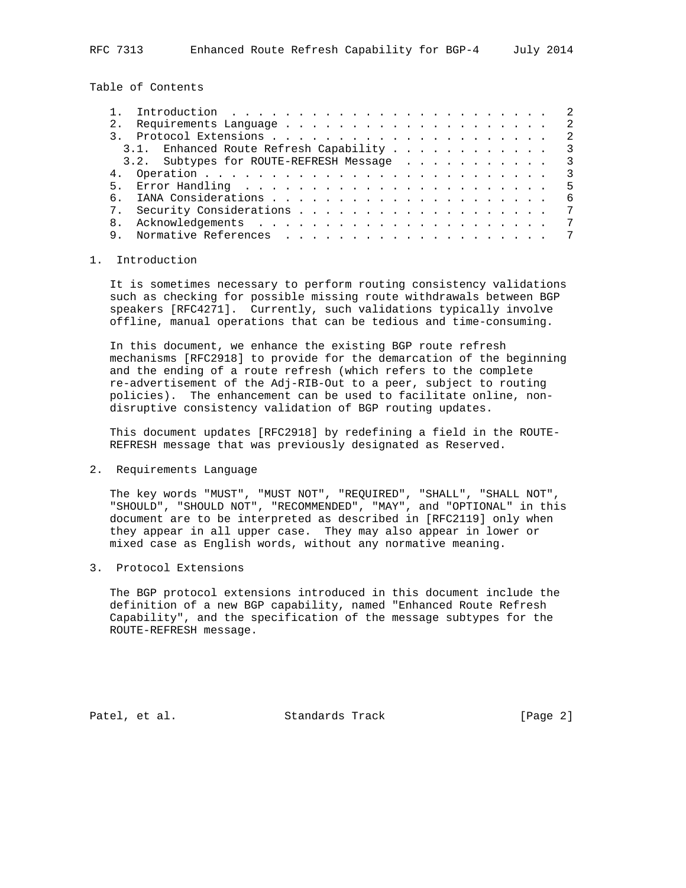Table of Contents

1. Introduction . . . . . . . . . . . . . . . . . . . . . . . . . 2
2. Requirements Language . . . . . . . . . . . . . . . . . . . . . 2
3. Protocol Extensions . . . . . . . . . . . . . . . . . . . . . . 2
   3.1. Enhanced Route Refresh Capability . . . . . . . . . . . . 3
   3.2. Subtypes for ROUTE-REFRESH Message . . . . . . . . . . . 3
4. Operation . . . . . . . . . . . . . . . . . . . . . . . . . . . 3
5. Error Handling . . . . . . . . . . . . . . . . . . . . . . . . 5
6. IANA Considerations . . . . . . . . . . . . . . . . . . . . . . 6
7. Security Considerations . . . . . . . . . . . . . . . . . . . . 7
8. Acknowledgements . . . . . . . . . . . . . . . . . . . . . . . 7
9. Normative References . . . . . . . . . . . . . . . . . . . . . 7

## 1. Introduction

It is sometimes necessary to perform routing consistency validations such as checking for possible missing route withdrawals between BGP speakers [RFC4271]. Currently, such validations typically involve offline, manual operations that can be tedious and time-consuming.

In this document, we enhance the existing BGP route refresh mechanisms [RFC2918] to provide for the demarcation of the beginning and the ending of a route refresh (which refers to the complete re-advertisement of the Adj-RIB-Out to a peer, subject to routing policies). The enhancement can be used to facilitate online, non-disruptive consistency validation of BGP routing updates.

This document updates [RFC2918] by redefining a field in the ROUTE-REFRESH message that was previously designated as Reserved.

## 2. Requirements Language

The key words "MUST", "MUST NOT", "REQUIRED", "SHALL", "SHALL NOT", "SHOULD", "SHOULD NOT", "RECOMMENDED", "MAY", and "OPTIONAL" in this document are to be interpreted as described in [RFC2119] only when they appear in all upper case. They may also appear in lower or mixed case as English words, without any normative meaning.

## 3. Protocol Extensions

The BGP protocol extensions introduced in this document include the definition of a new BGP capability, named "Enhanced Route Refresh Capability", and the specification of the message subtypes for the ROUTE-REFRESH message.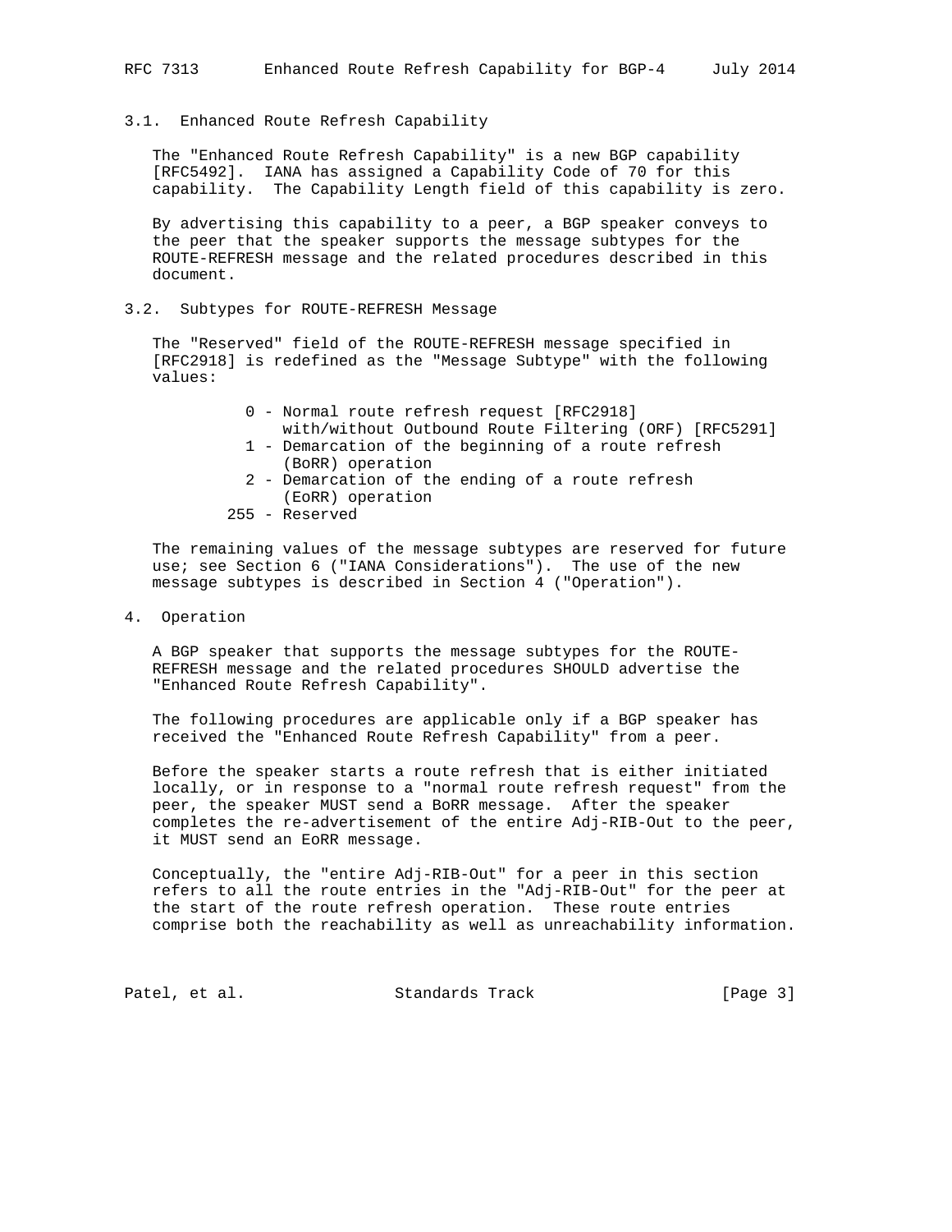### 3.1. Enhanced Route Refresh Capability

The "Enhanced Route Refresh Capability" is a new BGP capability [RFC5492]. IANA has assigned a Capability Code of 70 for this capability. The Capability Length field of this capability is zero.

By advertising this capability to a peer, a BGP speaker conveys to the peer that the speaker supports the message subtypes for the ROUTE-REFRESH message and the related procedures described in this document.

### 3.2. Subtypes for ROUTE-REFRESH Message

The "Reserved" field of the ROUTE-REFRESH message specified in [RFC2918] is redefined as the "Message Subtype" with the following values:

```
          0 - Normal route refresh request [RFC2918]
              with/without Outbound Route Filtering (ORF) [RFC5291]
          1 - Demarcation of the beginning of a route refresh
              (BoRR) operation
          2 - Demarcation of the ending of a route refresh
              (EoRR) operation
        255 - Reserved
```

The remaining values of the message subtypes are reserved for future use; see Section 6 ("IANA Considerations"). The use of the new message subtypes is described in Section 4 ("Operation").

## 4. Operation

A BGP speaker that supports the message subtypes for the ROUTE-REFRESH message and the related procedures SHOULD advertise the "Enhanced Route Refresh Capability".

The following procedures are applicable only if a BGP speaker has received the "Enhanced Route Refresh Capability" from a peer.

Before the speaker starts a route refresh that is either initiated locally, or in response to a "normal route refresh request" from the peer, the speaker MUST send a BoRR message. After the speaker completes the re-advertisement of the entire Adj-RIB-Out to the peer, it MUST send an EoRR message.

Conceptually, the "entire Adj-RIB-Out" for a peer in this section refers to all the route entries in the "Adj-RIB-Out" for the peer at the start of the route refresh operation. These route entries comprise both the reachability as well as unreachability information.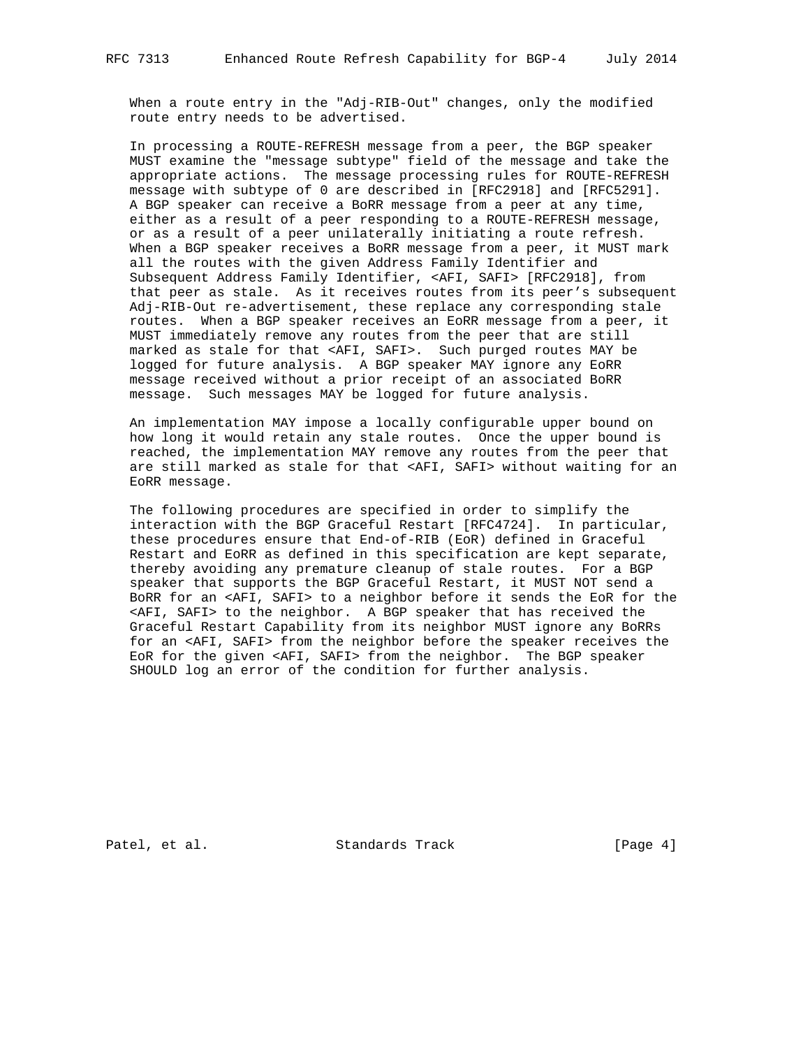When a route entry in the "Adj-RIB-Out" changes, only the modified route entry needs to be advertised.

In processing a ROUTE-REFRESH message from a peer, the BGP speaker MUST examine the "message subtype" field of the message and take the appropriate actions. The message processing rules for ROUTE-REFRESH message with subtype of 0 are described in [RFC2918] and [RFC5291]. A BGP speaker can receive a BoRR message from a peer at any time, either as a result of a peer responding to a ROUTE-REFRESH message, or as a result of a peer unilaterally initiating a route refresh. When a BGP speaker receives a BoRR message from a peer, it MUST mark all the routes with the given Address Family Identifier and Subsequent Address Family Identifier, <AFI, SAFI> [RFC2918], from that peer as stale. As it receives routes from its peer's subsequent Adj-RIB-Out re-advertisement, these replace any corresponding stale routes. When a BGP speaker receives an EoRR message from a peer, it MUST immediately remove any routes from the peer that are still marked as stale for that <AFI, SAFI>. Such purged routes MAY be logged for future analysis. A BGP speaker MAY ignore any EoRR message received without a prior receipt of an associated BoRR message. Such messages MAY be logged for future analysis.

An implementation MAY impose a locally configurable upper bound on how long it would retain any stale routes. Once the upper bound is reached, the implementation MAY remove any routes from the peer that are still marked as stale for that <AFI, SAFI> without waiting for an EoRR message.

The following procedures are specified in order to simplify the interaction with the BGP Graceful Restart [RFC4724]. In particular, these procedures ensure that End-of-RIB (EoR) defined in Graceful Restart and EoRR as defined in this specification are kept separate, thereby avoiding any premature cleanup of stale routes. For a BGP speaker that supports the BGP Graceful Restart, it MUST NOT send a BoRR for an <AFI, SAFI> to a neighbor before it sends the EoR for the <AFI, SAFI> to the neighbor. A BGP speaker that has received the Graceful Restart Capability from its neighbor MUST ignore any BoRRs for an <AFI, SAFI> from the neighbor before the speaker receives the EoR for the given <AFI, SAFI> from the neighbor. The BGP speaker SHOULD log an error of the condition for further analysis.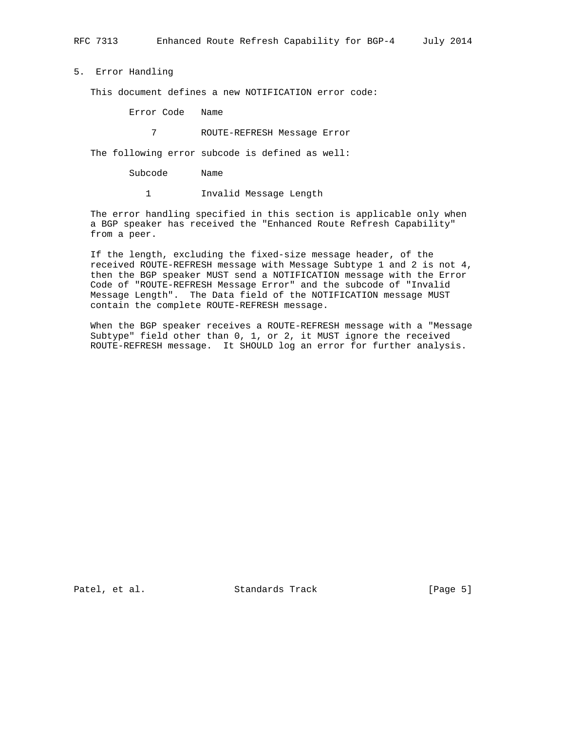## 5. Error Handling

This document defines a new NOTIFICATION error code:

| Error Code | Name |
|---|---|
| 7 | ROUTE-REFRESH Message Error |

The following error subcode is defined as well:

| Subcode | Name |
|---|---|
| 1 | Invalid Message Length |

The error handling specified in this section is applicable only when a BGP speaker has received the "Enhanced Route Refresh Capability" from a peer.

If the length, excluding the fixed-size message header, of the received ROUTE-REFRESH message with Message Subtype 1 and 2 is not 4, then the BGP speaker MUST send a NOTIFICATION message with the Error Code of "ROUTE-REFRESH Message Error" and the subcode of "Invalid Message Length". The Data field of the NOTIFICATION message MUST contain the complete ROUTE-REFRESH message.

When the BGP speaker receives a ROUTE-REFRESH message with a "Message Subtype" field other than 0, 1, or 2, it MUST ignore the received ROUTE-REFRESH message. It SHOULD log an error for further analysis.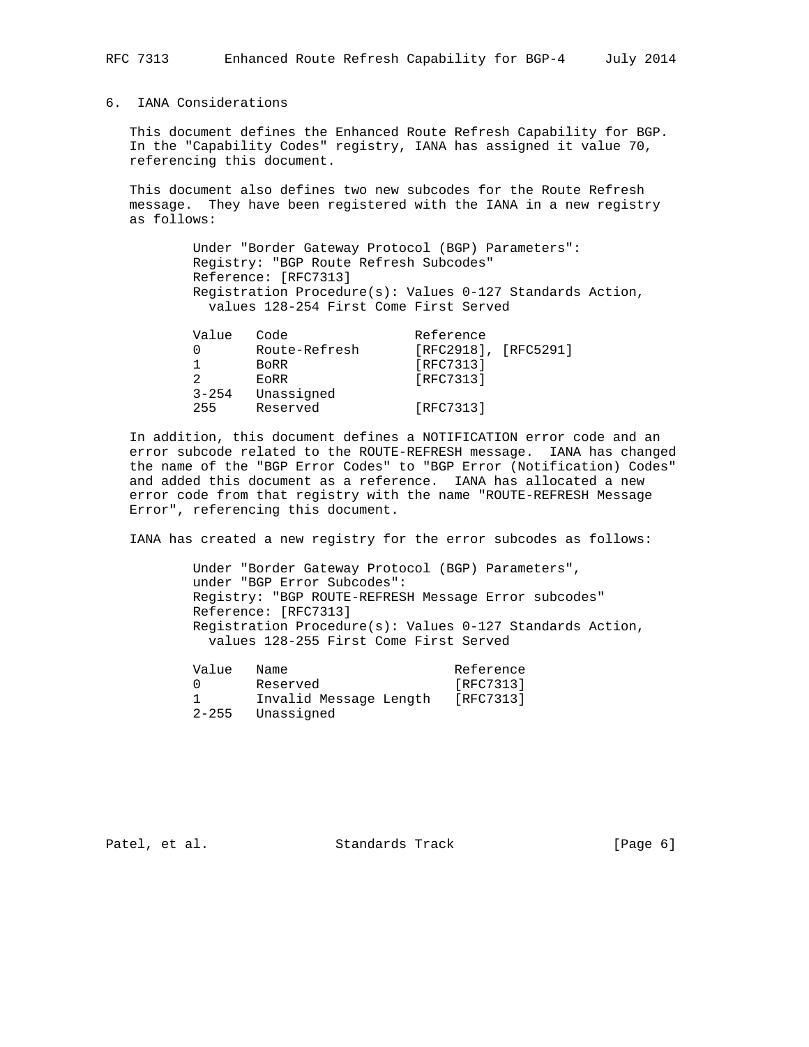## 6. IANA Considerations

This document defines the Enhanced Route Refresh Capability for BGP. In the "Capability Codes" registry, IANA has assigned it value 70, referencing this document.

This document also defines two new subcodes for the Route Refresh message. They have been registered with the IANA in a new registry as follows:

Under "Border Gateway Protocol (BGP) Parameters":
Registry: "BGP Route Refresh Subcodes"
Reference: [RFC7313]
Registration Procedure(s): Values 0-127 Standards Action, values 128-254 First Come First Served

| Value | Code | Reference |
|---|---|---|
| 0 | Route-Refresh | [RFC2918], [RFC5291] |
| 1 | BoRR | [RFC7313] |
| 2 | EoRR | [RFC7313] |
| 3-254 | Unassigned | |
| 255 | Reserved | [RFC7313] |

In addition, this document defines a NOTIFICATION error code and an error subcode related to the ROUTE-REFRESH message. IANA has changed the name of the "BGP Error Codes" to "BGP Error (Notification) Codes" and added this document as a reference. IANA has allocated a new error code from that registry with the name "ROUTE-REFRESH Message Error", referencing this document.

IANA has created a new registry for the error subcodes as follows:

Under "Border Gateway Protocol (BGP) Parameters", under "BGP Error Subcodes":
Registry: "BGP ROUTE-REFRESH Message Error subcodes"
Reference: [RFC7313]
Registration Procedure(s): Values 0-127 Standards Action, values 128-255 First Come First Served

| Value | Name | Reference |
|---|---|---|
| 0 | Reserved | [RFC7313] |
| 1 | Invalid Message Length | [RFC7313] |
| 2-255 | Unassigned | |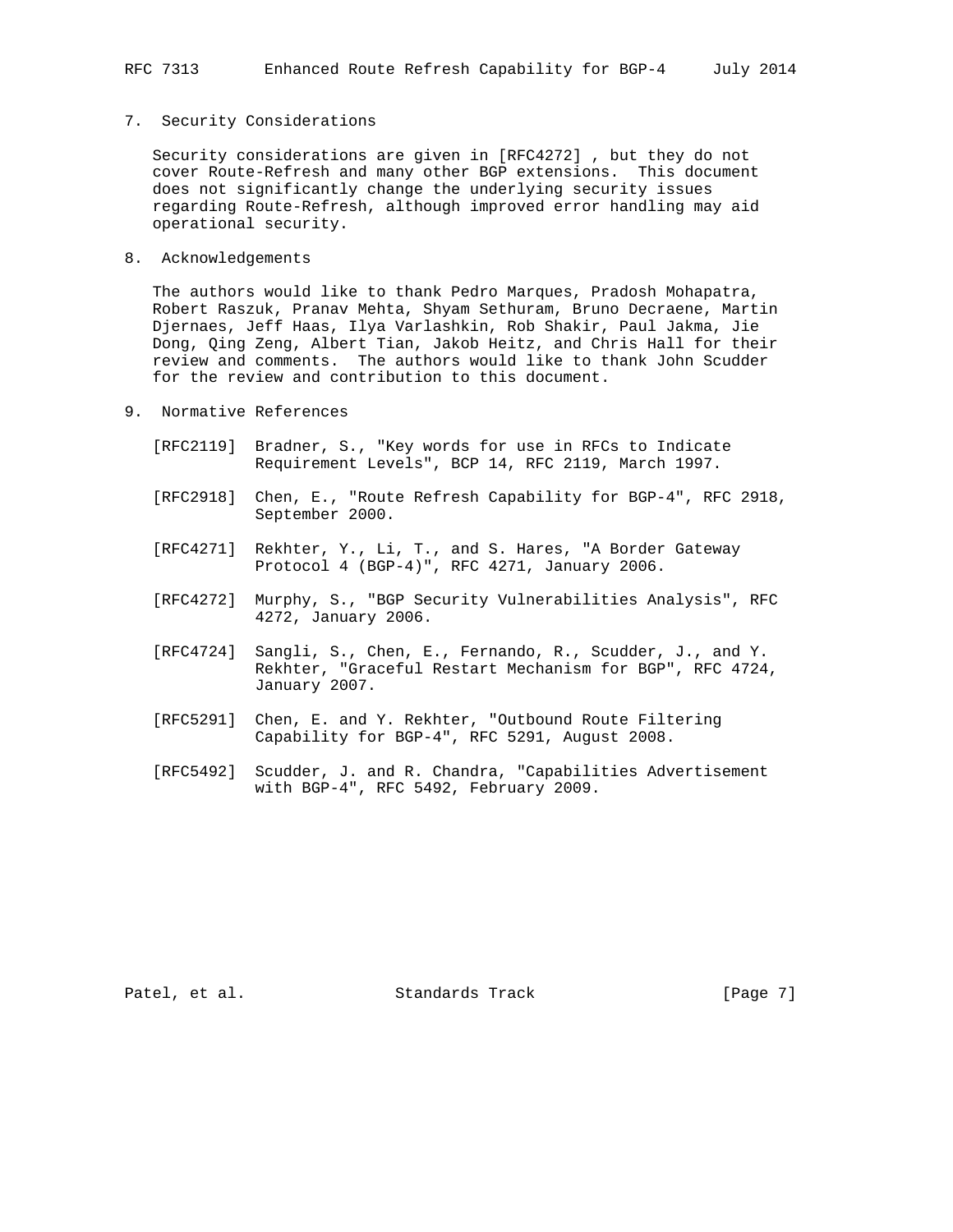## 7. Security Considerations

Security considerations are given in [RFC4272] , but they do not cover Route-Refresh and many other BGP extensions. This document does not significantly change the underlying security issues regarding Route-Refresh, although improved error handling may aid operational security.

## 8. Acknowledgements

The authors would like to thank Pedro Marques, Pradosh Mohapatra, Robert Raszuk, Pranav Mehta, Shyam Sethuram, Bruno Decraene, Martin Djernaes, Jeff Haas, Ilya Varlashkin, Rob Shakir, Paul Jakma, Jie Dong, Qing Zeng, Albert Tian, Jakob Heitz, and Chris Hall for their review and comments. The authors would like to thank John Scudder for the review and contribution to this document.

## 9. Normative References

[RFC2119] Bradner, S., "Key words for use in RFCs to Indicate Requirement Levels", BCP 14, RFC 2119, March 1997.

[RFC2918] Chen, E., "Route Refresh Capability for BGP-4", RFC 2918, September 2000.

[RFC4271] Rekhter, Y., Li, T., and S. Hares, "A Border Gateway Protocol 4 (BGP-4)", RFC 4271, January 2006.

[RFC4272] Murphy, S., "BGP Security Vulnerabilities Analysis", RFC 4272, January 2006.

[RFC4724] Sangli, S., Chen, E., Fernando, R., Scudder, J., and Y. Rekhter, "Graceful Restart Mechanism for BGP", RFC 4724, January 2007.

[RFC5291] Chen, E. and Y. Rekhter, "Outbound Route Filtering Capability for BGP-4", RFC 5291, August 2008.

[RFC5492] Scudder, J. and R. Chandra, "Capabilities Advertisement with BGP-4", RFC 5492, February 2009.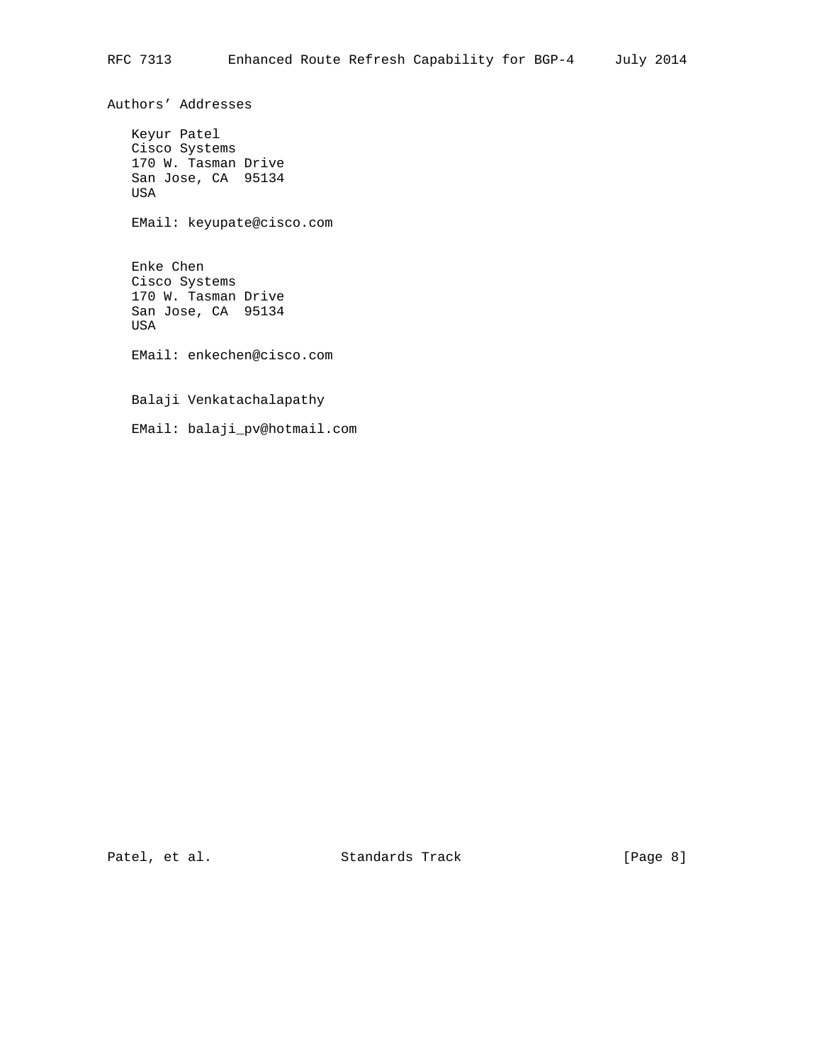## Authors' Addresses

Keyur Patel
Cisco Systems
170 W. Tasman Drive
San Jose, CA  95134
USA

EMail: keyupate@cisco.com

Enke Chen
Cisco Systems
170 W. Tasman Drive
San Jose, CA  95134
USA

EMail: enkechen@cisco.com

Balaji Venkatachalapathy

EMail: balaji_pv@hotmail.com